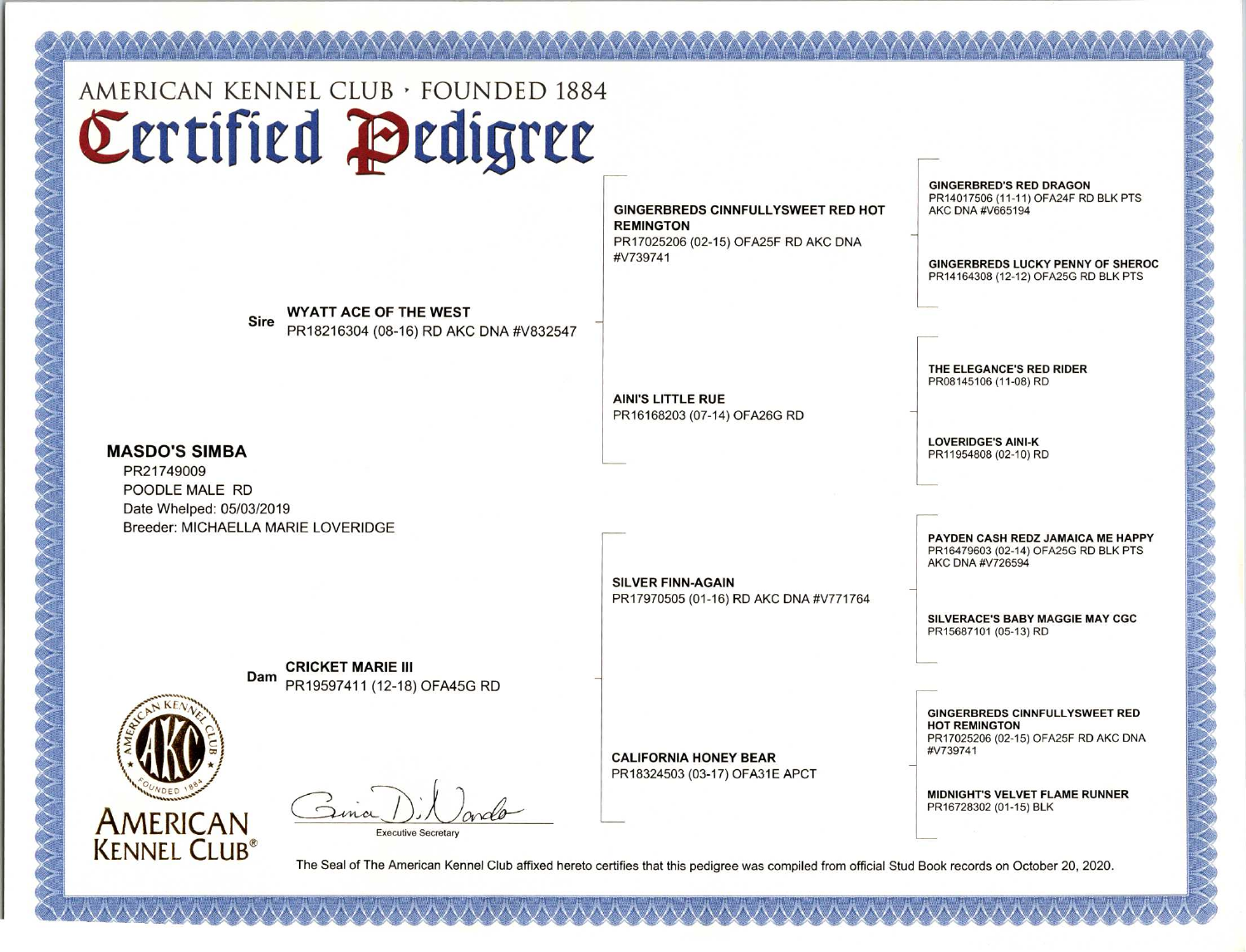AMERICAN KENNEL CLUB · FOUNDED 1884

# Certified Pedigree

**MASDO'S SIMBA**
PR21749009
POODLE MALE RD
Date Whelped: 05/03/2019
Breeder: MICHAELLA MARIE LOVERIDGE

## Sire

**WYATT ACE OF THE WEST**
PR18216304 (08-16) RD AKC DNA #V832547

- **GINGERBREDS CINNFULLYSWEET RED HOT REMINGTON**
  PR17025206 (02-15) OFA25F RD AKC DNA #V739741
  - **GINGERBRED'S RED DRAGON**
    PR14017506 (11-11) OFA24F RD BLK PTS AKC DNA #V665194
  - **GINGERBREDS LUCKY PENNY OF SHEROC**
    PR14164308 (12-12) OFA25G RD BLK PTS
- **AINI'S LITTLE RUE**
  PR16168203 (07-14) OFA26G RD
  - **THE ELEGANCE'S RED RIDER**
    PR08145106 (11-08) RD
  - **LOVERIDGE'S AINI-K**
    PR11954808 (02-10) RD

## Dam

**CRICKET MARIE III**
PR19597411 (12-18) OFA45G RD

- **SILVER FINN-AGAIN**
  PR17970505 (01-16) RD AKC DNA #V771764
  - **PAYDEN CASH REDZ JAMAICA ME HAPPY**
    PR16479603 (02-14) OFA25G RD BLK PTS AKC DNA #V726594
  - **SILVERACE'S BABY MAGGIE MAY CGC**
    PR15687101 (05-13) RD
- **CALIFORNIA HONEY BEAR**
  PR18324503 (03-17) OFA31E APCT
  - **GINGERBREDS CINNFULLYSWEET RED HOT REMINGTON**
    PR17025206 (02-15) OFA25F RD AKC DNA #V739741
  - **MIDNIGHT'S VELVET FLAME RUNNER**
    PR16728302 (01-15) BLK

Gina DiNardo
Executive Secretary

AMERICAN KENNEL CLUB®

The Seal of The American Kennel Club affixed hereto certifies that this pedigree was compiled from official Stud Book records on October 20, 2020.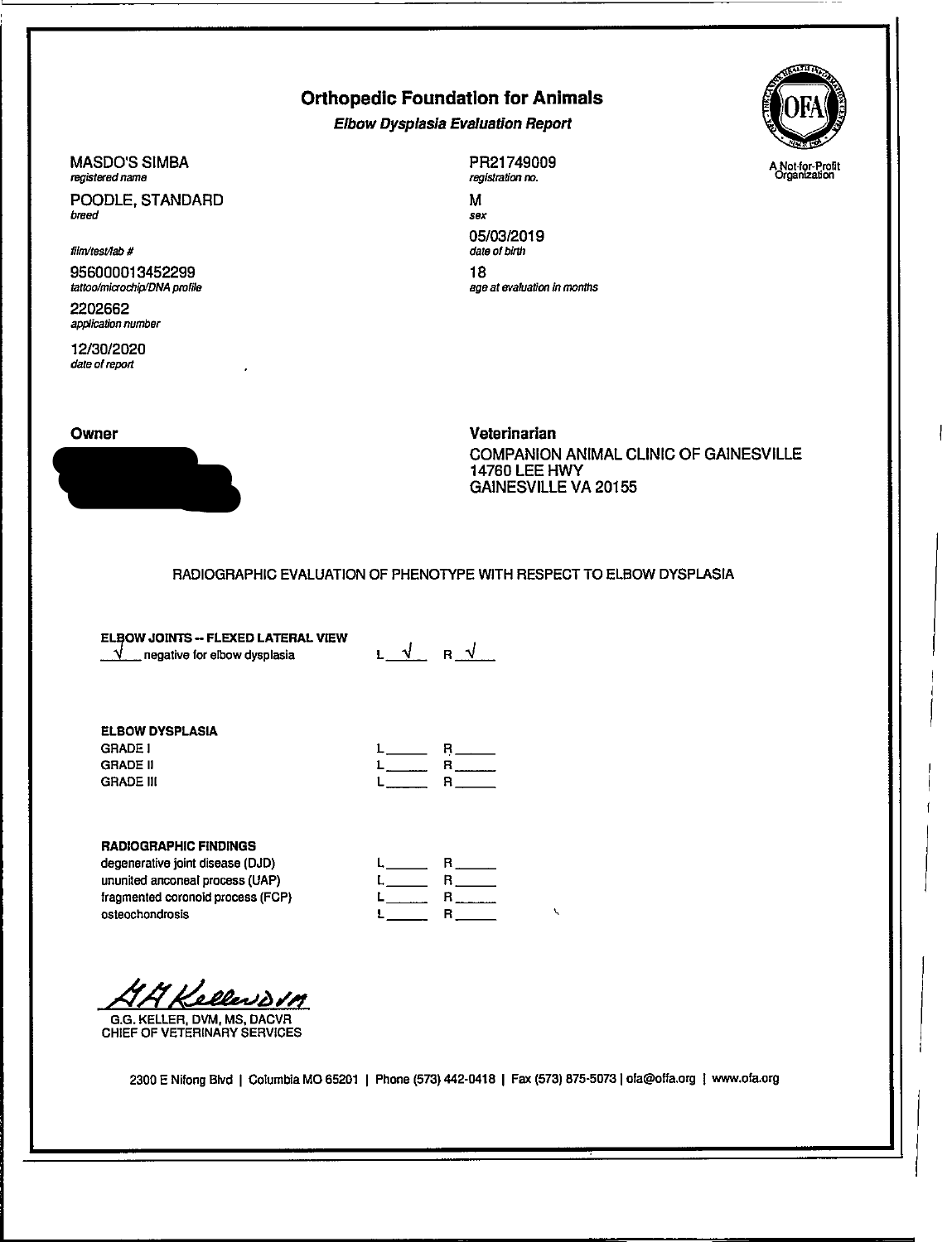# Orthopedic Foundation for Animals

***Elbow Dysplasia Evaluation Report***

A Not-for-Profit Organization

MASDO'S SIMBA
*registered name*

PR21749009
*registration no.*

POODLE, STANDARD
*breed*

M
*sex*

05/03/2019
*date of birth*

*film/test/lab #*

956000013452299
*tattoo/microchip/DNA profile*

18
*age at evaluation in months*

2202662
*application number*

12/30/2020
*date of report*

**Owner**

**Veterinarian**
COMPANION ANIMAL CLINIC OF GAINESVILLE
14760 LEE HWY
GAINESVILLE VA 20155

RADIOGRAPHIC EVALUATION OF PHENOTYPE WITH RESPECT TO ELBOW DYSPLASIA

**ELBOW JOINTS -- FLEXED LATERAL VIEW**

| | L | R |
|---|---|---|
| √ negative for elbow dysplasia | √ | √ |

**ELBOW DYSPLASIA**

| | L | R |
|---|---|---|
| GRADE I | | |
| GRADE II | | |
| GRADE III | | |

**RADIOGRAPHIC FINDINGS**

| | L | R |
|---|---|---|
| degenerative joint disease (DJD) | | |
| ununited anconeal process (UAP) | | |
| fragmented coronoid process (FCP) | | |
| osteochondrosis | | |

G.G. KELLER, DVM, MS, DACVR
CHIEF OF VETERINARY SERVICES

2300 E Nifong Blvd | Columbia MO 65201 | Phone (573) 442-0418 | Fax (573) 875-5073 | ofa@offa.org | www.ofa.org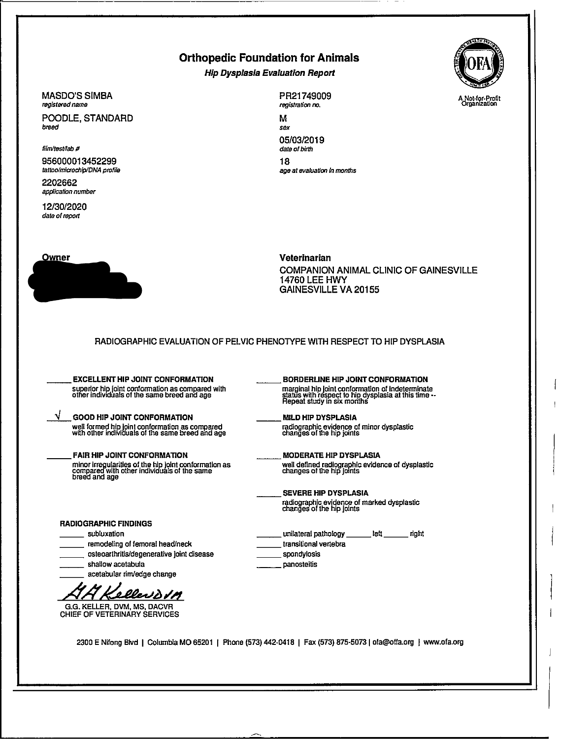# Orthopedic Foundation for Animals

### *Hip Dysplasia Evaluation Report*

A Not-for-Profit Organization

MASDO'S SIMBA
*registered name*

PR21749009
*registration no.*

POODLE, STANDARD
*breed*

M
*sex*

05/03/2019
*date of birth*

*film/test/lab #*

956000013452299
*tattoo/microchip/DNA profile*

18
*age at evaluation in months*

2202662
*application number*

12/30/2020
*date of report*

**Owner**

**Veterinarian**
COMPANION ANIMAL CLINIC OF GAINESVILLE
14760 LEE HWY
GAINESVILLE VA 20155

## RADIOGRAPHIC EVALUATION OF PELVIC PHENOTYPE WITH RESPECT TO HIP DYSPLASIA

______ **EXCELLENT HIP JOINT CONFORMATION**
superior hip joint conformation as compared with other individuals of the same breed and age

__√__ **GOOD HIP JOINT CONFORMATION**
well formed hip joint conformation as compared with other individuals of the same breed and age

______ **FAIR HIP JOINT CONFORMATION**
minor irregularities of the hip joint conformation as compared with other individuals of the same breed and age

______ **BORDERLINE HIP JOINT CONFORMATION**
marginal hip joint conformation of indeterminate status with respect to hip dysplasia at this time -- Repeat study in six months

______ **MILD HIP DYSPLASIA**
radiographic evidence of minor dysplastic changes of the hip joints

______ **MODERATE HIP DYSPLASIA**
well defined radiographic evidence of dysplastic changes of the hip joints

______ **SEVERE HIP DYSPLASIA**
radiographic evidence of marked dysplastic changes of the hip joints

**RADIOGRAPHIC FINDINGS**

- ______ subluxation
- ______ remodeling of femoral head/neck
- ______ osteoarthritis/degenerative joint disease
- ______ shallow acetabula
- ______ acetabular rim/edge change
- ______ unilateral pathology ______ left ______ right
- ______ transitional vertebra
- ______ spondylosis
- ______ panosteitis

G.G. KELLER, DVM, MS, DACVR
CHIEF OF VETERINARY SERVICES

2300 E Nifong Blvd | Columbia MO 65201 | Phone (573) 442-0418 | Fax (573) 875-5073 | ofa@offa.org | www.ofa.org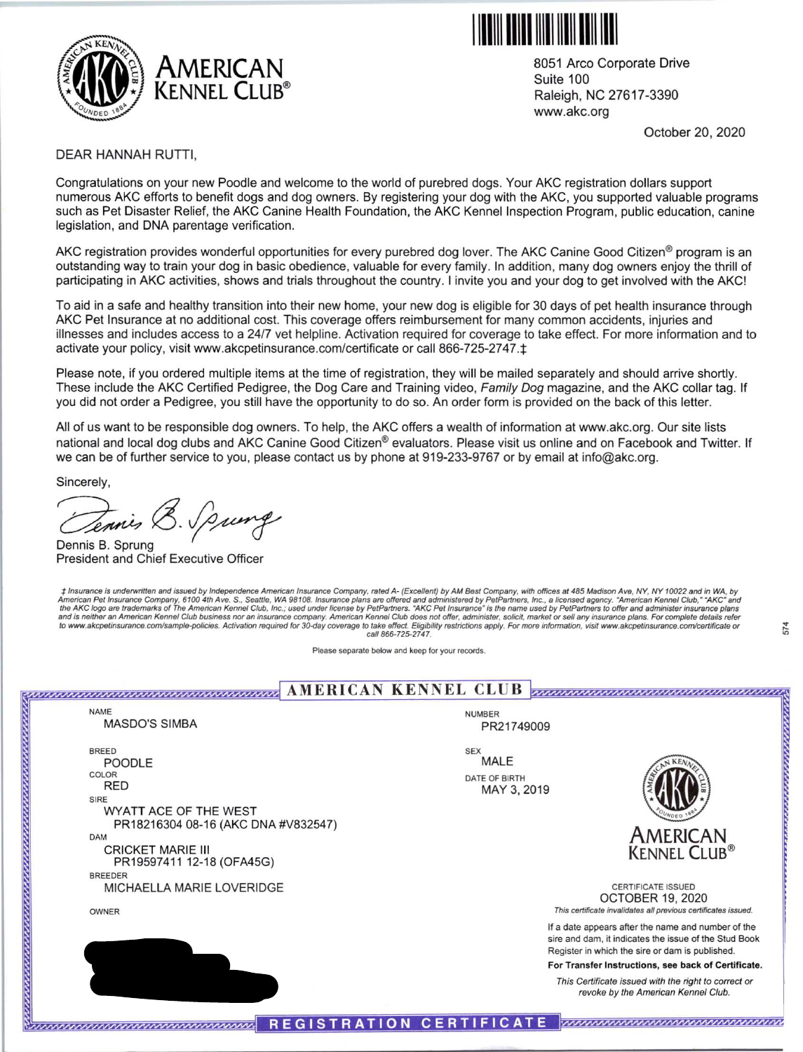# AMERICAN KENNEL CLUB®

8051 Arco Corporate Drive
Suite 100
Raleigh, NC 27617-3390
www.akc.org

October 20, 2020

DEAR HANNAH RUTTI,

Congratulations on your new Poodle and welcome to the world of purebred dogs. Your AKC registration dollars support numerous AKC efforts to benefit dogs and dog owners. By registering your dog with the AKC, you supported valuable programs such as Pet Disaster Relief, the AKC Canine Health Foundation, the AKC Kennel Inspection Program, public education, canine legislation, and DNA parentage verification.

AKC registration provides wonderful opportunities for every purebred dog lover. The AKC Canine Good Citizen® program is an outstanding way to train your dog in basic obedience, valuable for every family. In addition, many dog owners enjoy the thrill of participating in AKC activities, shows and trials throughout the country. I invite you and your dog to get involved with the AKC!

To aid in a safe and healthy transition into their new home, your new dog is eligible for 30 days of pet health insurance through AKC Pet Insurance at no additional cost. This coverage offers reimbursement for many common accidents, injuries and illnesses and includes access to a 24/7 vet helpline. Activation required for coverage to take effect. For more information and to activate your policy, visit www.akcpetinsurance.com/certificate or call 866-725-2747.‡

Please note, if you ordered multiple items at the time of registration, they will be mailed separately and should arrive shortly. These include the AKC Certified Pedigree, the Dog Care and Training video, *Family Dog* magazine, and the AKC collar tag. If you did not order a Pedigree, you still have the opportunity to do so. An order form is provided on the back of this letter.

All of us want to be responsible dog owners. To help, the AKC offers a wealth of information at www.akc.org. Our site lists national and local dog clubs and AKC Canine Good Citizen® evaluators. Please visit us online and on Facebook and Twitter. If we can be of further service to you, please contact us by phone at 919-233-9767 or by email at info@akc.org.

Sincerely,

Dennis B. Sprung
President and Chief Executive Officer

*‡ Insurance is underwritten and issued by Independence American Insurance Company, rated A- (Excellent) by AM Best Company, with offices at 485 Madison Ave, NY, NY 10022 and in WA, by American Pet Insurance Company, 6100 4th Ave. S., Seattle, WA 98108. Insurance plans are offered and administered by PetPartners, Inc., a licensed agency. "American Kennel Club," "AKC" and the AKC logo are trademarks of The American Kennel Club, Inc.; used under license by PetPartners. "AKC Pet Insurance" is the name used by PetPartners to offer and administer insurance plans and is neither an American Kennel Club business nor an insurance company. American Kennel Club does not offer, administer, solicit, market or sell any insurance plans. For complete details refer to www.akcpetinsurance.com/sample-policies. Activation required for 30-day coverage to take effect. Eligibility restrictions apply. For more information, visit www.akcpetinsurance.com/certificate or call 866-725-2747.*

Please separate below and keep for your records.

## AMERICAN KENNEL CLUB

NAME
MASDO'S SIMBA

NUMBER
PR21749009

BREED
POODLE

SEX
MALE

COLOR
RED

DATE OF BIRTH
MAY 3, 2019

SIRE
WYATT ACE OF THE WEST
PR18216304 08-16 (AKC DNA #V832547)

DAM
CRICKET MARIE III
PR19597411 12-18 (OFA45G)

BREEDER
MICHAELLA MARIE LOVERIDGE

OWNER

AMERICAN KENNEL CLUB®

CERTIFICATE ISSUED
OCTOBER 19, 2020
*This certificate invalidates all previous certificates issued.*

If a date appears after the name and number of the sire and dam, it indicates the issue of the Stud Book Register in which the sire or dam is published.

**For Transfer Instructions, see back of Certificate.**

*This Certificate issued with the right to correct or revoke by the American Kennel Club.*

## REGISTRATION CERTIFICATE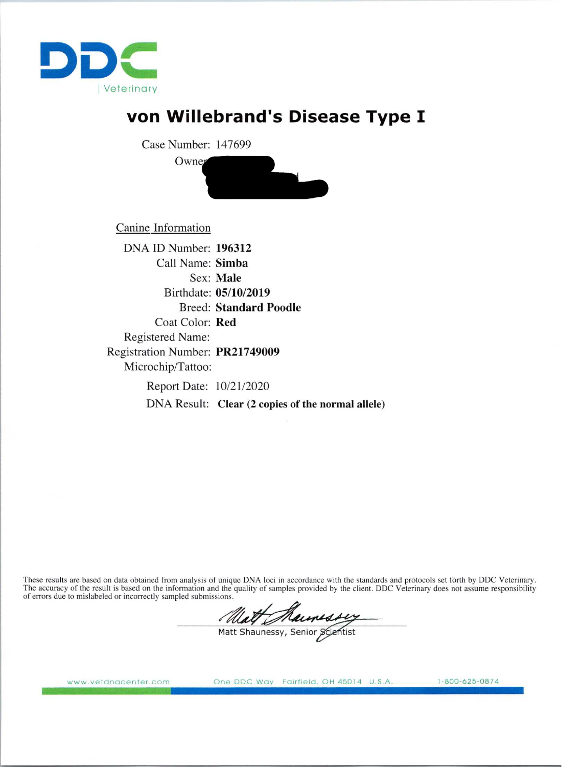DDC | Veterinary

# von Willebrand's Disease Type I

Case Number: 147699

Owner:

## Canine Information

DNA ID Number: **196312**
Call Name: **Simba**
Sex: **Male**
Birthdate: **05/10/2019**
Breed: **Standard Poodle**
Coat Color: **Red**
Registered Name:
Registration Number: **PR21749009**
Microchip/Tattoo:

Report Date: 10/21/2020
DNA Result: **Clear (2 copies of the normal allele)**

These results are based on data obtained from analysis of unique DNA loci in accordance with the standards and protocols set forth by DDC Veterinary. The accuracy of the result is based on the information and the quality of samples provided by the client. DDC Veterinary does not assume responsibility of errors due to mislabeled or incorrectly sampled submissions.

Matt Shaunessy, Senior Scientist

www.vetdnacenter.com One DDC Way Fairfield, OH 45014 U.S.A. 1-800-625-0874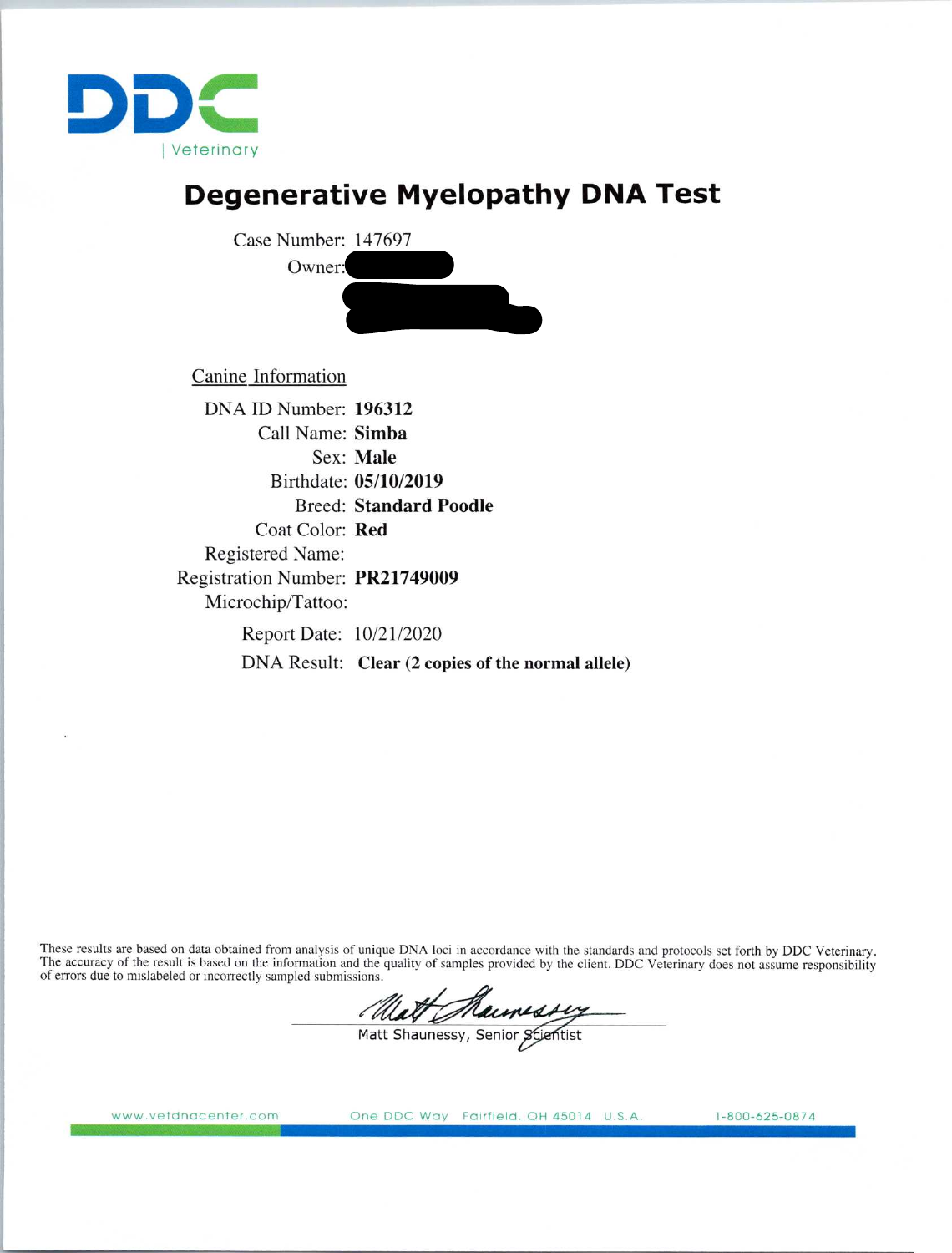DDC | Veterinary

# Degenerative Myelopathy DNA Test

Case Number: 147697
Owner:

## Canine Information

DNA ID Number: **196312**
Call Name: **Simba**
Sex: **Male**
Birthdate: **05/10/2019**
Breed: **Standard Poodle**
Coat Color: **Red**
Registered Name:
Registration Number: **PR21749009**
Microchip/Tattoo:

Report Date: 10/21/2020
DNA Result: **Clear (2 copies of the normal allele)**

These results are based on data obtained from analysis of unique DNA loci in accordance with the standards and protocols set forth by DDC Veterinary. The accuracy of the result is based on the information and the quality of samples provided by the client. DDC Veterinary does not assume responsibility of errors due to mislabeled or incorrectly sampled submissions.

Matt Shaunessy, Senior Scientist

www.vetdnacenter.com One DDC Way Fairfield, OH 45014 U.S.A. 1-800-625-0874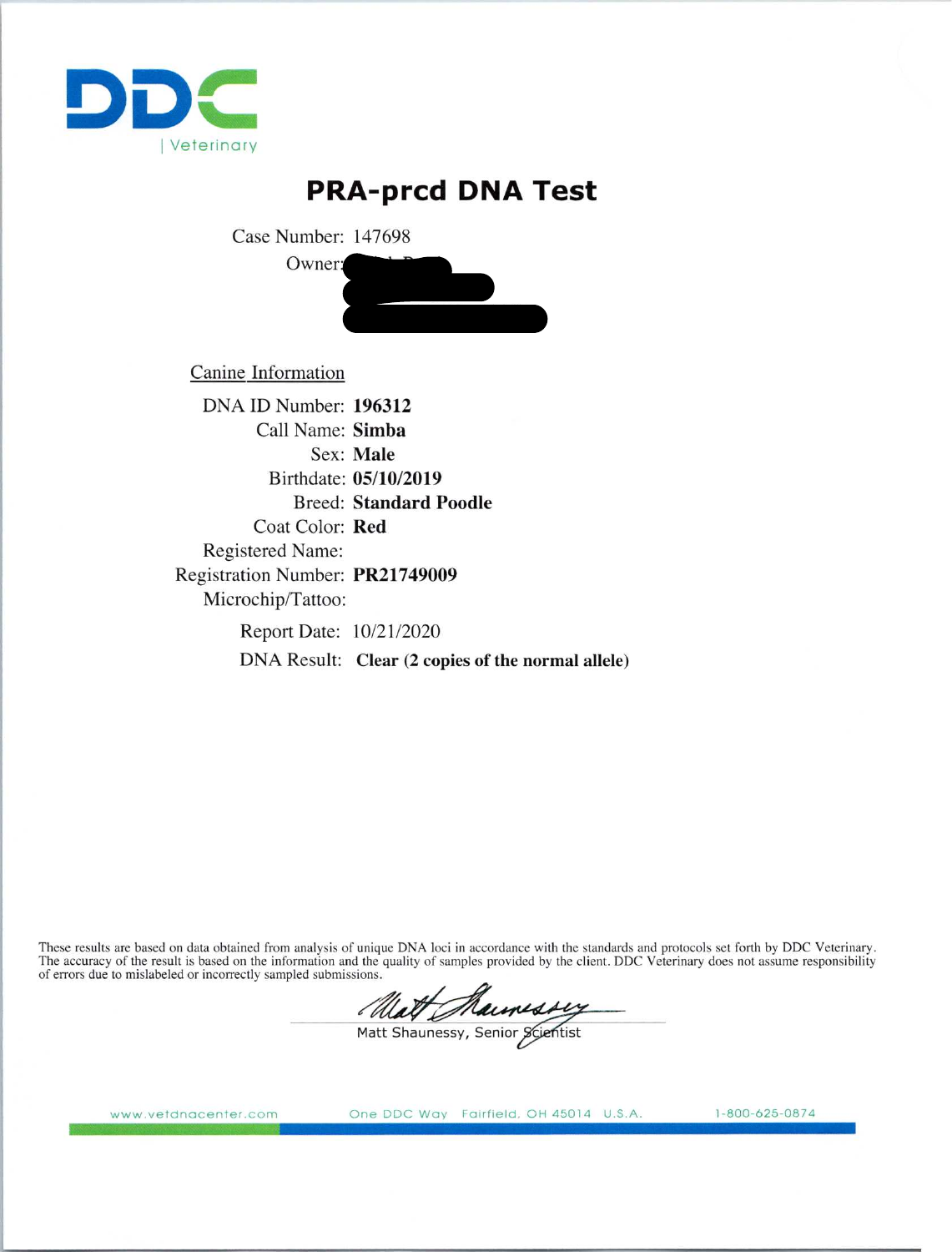DDC | Veterinary

# PRA-prcd DNA Test

Case Number: 147698

Owner:

## Canine Information

| | |
|---|---|
| DNA ID Number: | **196312** |
| Call Name: | **Simba** |
| Sex: | **Male** |
| Birthdate: | **05/10/2019** |
| Breed: | **Standard Poodle** |
| Coat Color: | **Red** |
| Registered Name: | |
| Registration Number: | **PR21749009** |
| Microchip/Tattoo: | |

Report Date: 10/21/2020

DNA Result: **Clear (2 copies of the normal allele)**

These results are based on data obtained from analysis of unique DNA loci in accordance with the standards and protocols set forth by DDC Veterinary. The accuracy of the result is based on the information and the quality of samples provided by the client. DDC Veterinary does not assume responsibility of errors due to mislabeled or incorrectly sampled submissions.

Matt Shaunessy, Senior Scientist

www.vetdnacenter.com One DDC Way Fairfield, OH 45014 U.S.A. 1-800-625-0874